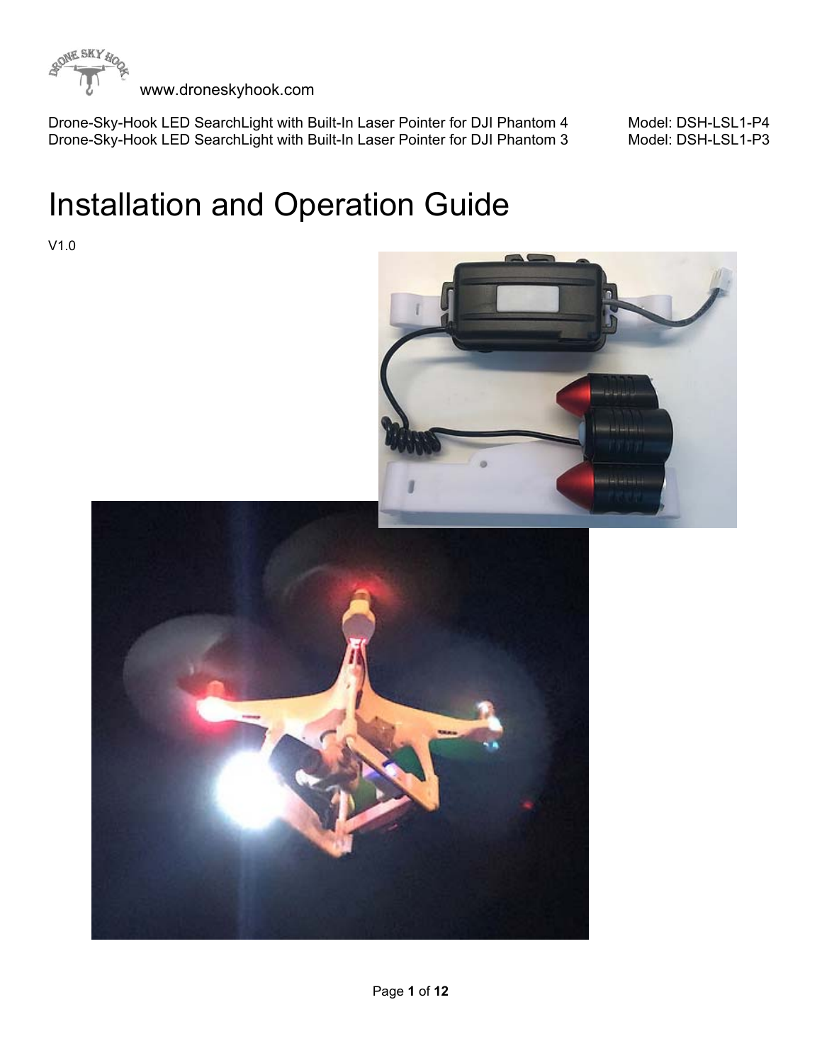www.droneskyhook.com

Drone-Sky-Hook LED SearchLight with Built-In Laser Pointer for DJI Phantom 4 Model: DSH-LSL1-P4
Drone-Sky-Hook LED SearchLight with Built-In Laser Pointer for DJI Phantom 3 Model: DSH-LSL1-P3

# Installation and Operation Guide

V1.0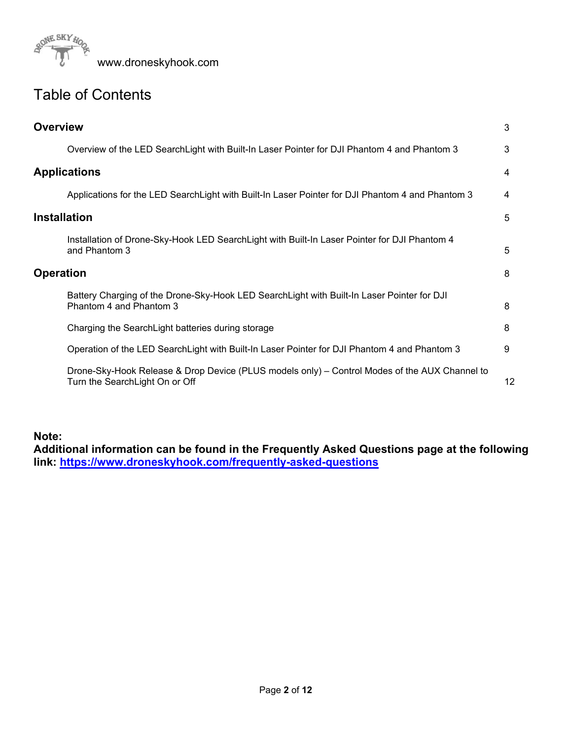www.droneskyhook.com

# Table of Contents

| | |
|---|---|
| **Overview** | 3 |
| Overview of the LED SearchLight with Built-In Laser Pointer for DJI Phantom 4 and Phantom 3 | 3 |
| **Applications** | 4 |
| Applications for the LED SearchLight with Built-In Laser Pointer for DJI Phantom 4 and Phantom 3 | 4 |
| **Installation** | 5 |
| Installation of Drone-Sky-Hook LED SearchLight with Built-In Laser Pointer for DJI Phantom 4 and Phantom 3 | 5 |
| **Operation** | 8 |
| Battery Charging of the Drone-Sky-Hook LED SearchLight with Built-In Laser Pointer for DJI Phantom 4 and Phantom 3 | 8 |
| Charging the SearchLight batteries during storage | 8 |
| Operation of the LED SearchLight with Built-In Laser Pointer for DJI Phantom 4 and Phantom 3 | 9 |
| Drone-Sky-Hook Release & Drop Device (PLUS models only) – Control Modes of the AUX Channel to Turn the SearchLight On or Off | 12 |

**Note:**
**Additional information can be found in the Frequently Asked Questions page at the following link: [https://www.droneskyhook.com/frequently-asked-questions](https://www.droneskyhook.com/frequently-asked-questions)**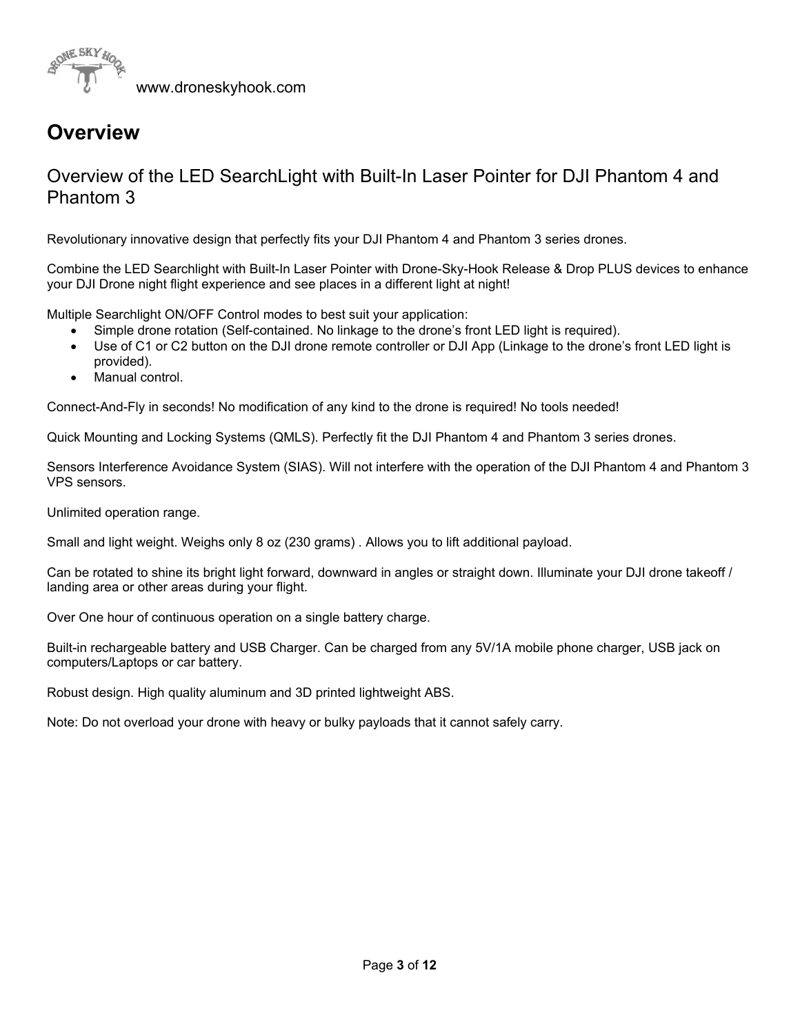# Overview

## Overview of the LED SearchLight with Built-In Laser Pointer for DJI Phantom 4 and Phantom 3

Revolutionary innovative design that perfectly fits your DJI Phantom 4 and Phantom 3 series drones.

Combine the LED Searchlight with Built-In Laser Pointer with Drone-Sky-Hook Release & Drop PLUS devices to enhance your DJI Drone night flight experience and see places in a different light at night!

Multiple Searchlight ON/OFF Control modes to best suit your application:

- Simple drone rotation (Self-contained. No linkage to the drone's front LED light is required).
- Use of C1 or C2 button on the DJI drone remote controller or DJI App (Linkage to the drone's front LED light is provided).
- Manual control.

Connect-And-Fly in seconds! No modification of any kind to the drone is required! No tools needed!

Quick Mounting and Locking Systems (QMLS). Perfectly fit the DJI Phantom 4 and Phantom 3 series drones.

Sensors Interference Avoidance System (SIAS). Will not interfere with the operation of the DJI Phantom 4 and Phantom 3 VPS sensors.

Unlimited operation range.

Small and light weight. Weighs only 8 oz (230 grams) . Allows you to lift additional payload.

Can be rotated to shine its bright light forward, downward in angles or straight down. Illuminate your DJI drone takeoff / landing area or other areas during your flight.

Over One hour of continuous operation on a single battery charge.

Built-in rechargeable battery and USB Charger. Can be charged from any 5V/1A mobile phone charger, USB jack on computers/Laptops or car battery.

Robust design. High quality aluminum and 3D printed lightweight ABS.

Note: Do not overload your drone with heavy or bulky payloads that it cannot safely carry.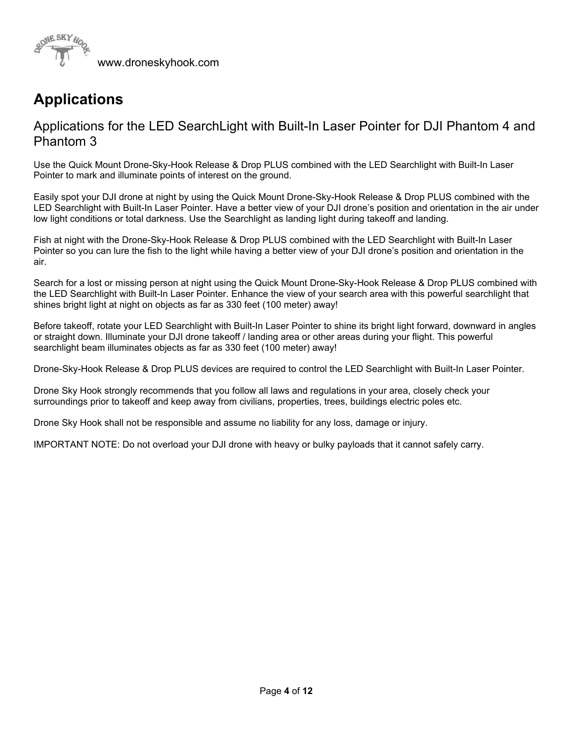# Applications

## Applications for the LED SearchLight with Built-In Laser Pointer for DJI Phantom 4 and Phantom 3

Use the Quick Mount Drone-Sky-Hook Release & Drop PLUS combined with the LED Searchlight with Built-In Laser Pointer to mark and illuminate points of interest on the ground.

Easily spot your DJI drone at night by using the Quick Mount Drone-Sky-Hook Release & Drop PLUS combined with the LED Searchlight with Built-In Laser Pointer. Have a better view of your DJI drone's position and orientation in the air under low light conditions or total darkness. Use the Searchlight as landing light during takeoff and landing.

Fish at night with the Drone-Sky-Hook Release & Drop PLUS combined with the LED Searchlight with Built-In Laser Pointer so you can lure the fish to the light while having a better view of your DJI drone's position and orientation in the air.

Search for a lost or missing person at night using the Quick Mount Drone-Sky-Hook Release & Drop PLUS combined with the LED Searchlight with Built-In Laser Pointer. Enhance the view of your search area with this powerful searchlight that shines bright light at night on objects as far as 330 feet (100 meter) away!

Before takeoff, rotate your LED Searchlight with Built-In Laser Pointer to shine its bright light forward, downward in angles or straight down. Illuminate your DJI drone takeoff / landing area or other areas during your flight. This powerful searchlight beam illuminates objects as far as 330 feet (100 meter) away!

Drone-Sky-Hook Release & Drop PLUS devices are required to control the LED Searchlight with Built-In Laser Pointer.

Drone Sky Hook strongly recommends that you follow all laws and regulations in your area, closely check your surroundings prior to takeoff and keep away from civilians, properties, trees, buildings electric poles etc.

Drone Sky Hook shall not be responsible and assume no liability for any loss, damage or injury.

IMPORTANT NOTE: Do not overload your DJI drone with heavy or bulky payloads that it cannot safely carry.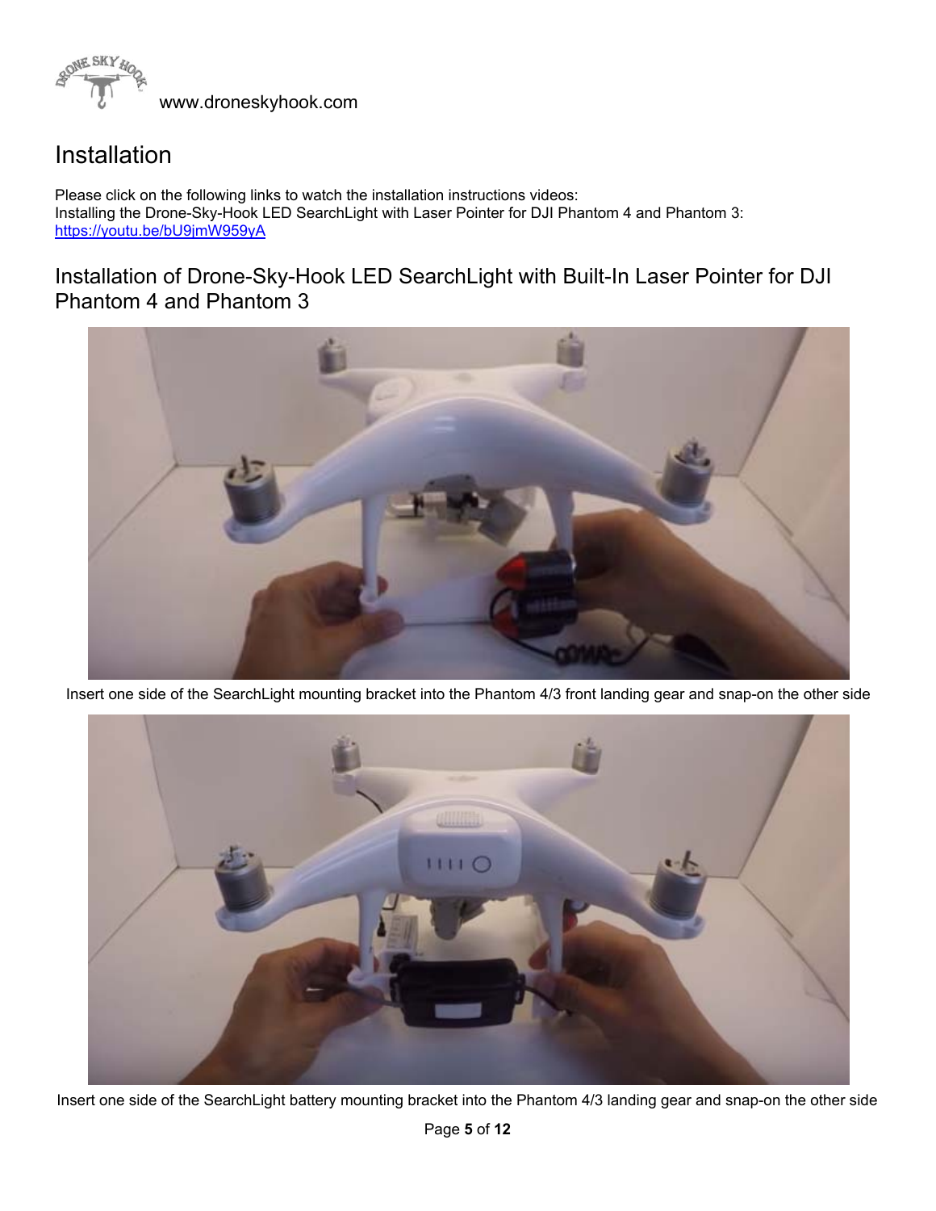# Installation

Please click on the following links to watch the installation instructions videos:
Installing the Drone-Sky-Hook LED SearchLight with Laser Pointer for DJI Phantom 4 and Phantom 3:
[https://youtu.be/bU9jmW959yA](https://youtu.be/bU9jmW959yA)

## Installation of Drone-Sky-Hook LED SearchLight with Built-In Laser Pointer for DJI Phantom 4 and Phantom 3

Insert one side of the SearchLight mounting bracket into the Phantom 4/3 front landing gear and snap-on the other side

Insert one side of the SearchLight battery mounting bracket into the Phantom 4/3 landing gear and snap-on the other side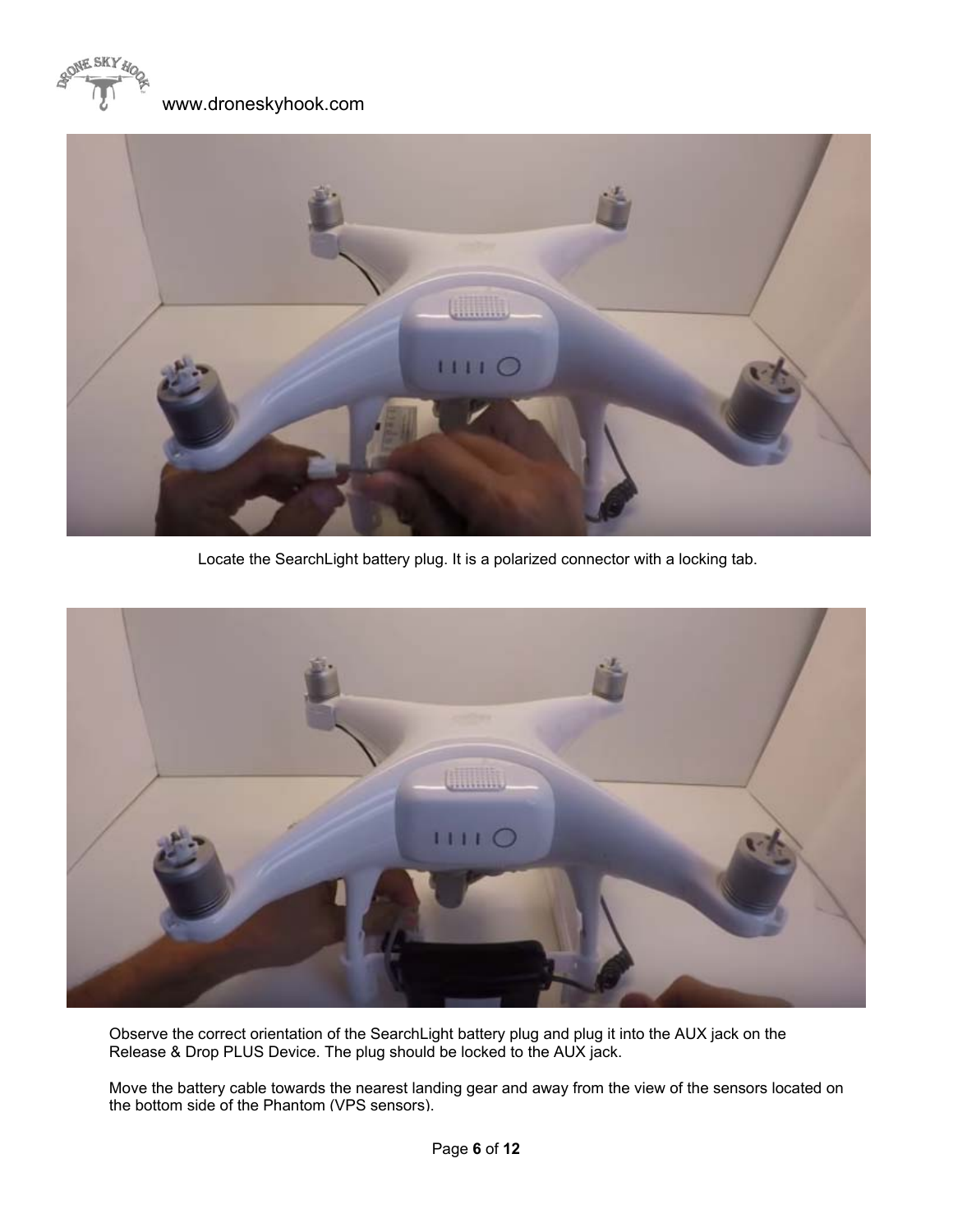Locate the SearchLight battery plug. It is a polarized connector with a locking tab.

Observe the correct orientation of the SearchLight battery plug and plug it into the AUX jack on the Release & Drop PLUS Device. The plug should be locked to the AUX jack.

Move the battery cable towards the nearest landing gear and away from the view of the sensors located on the bottom side of the Phantom (VPS sensors).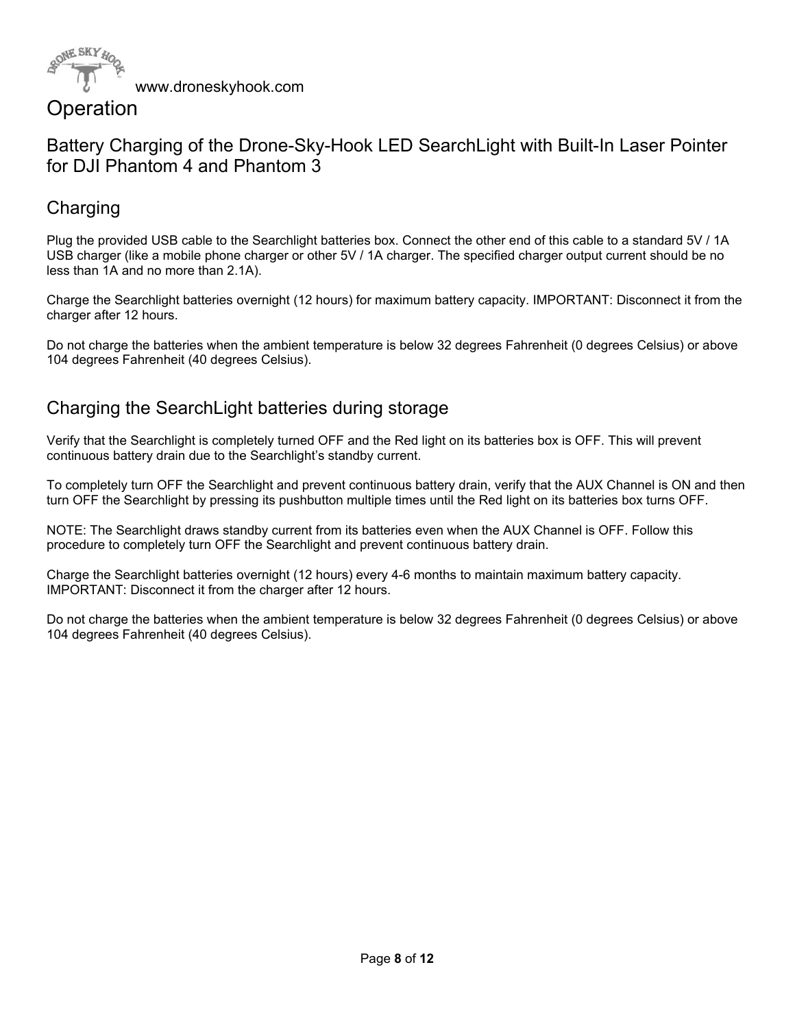# Operation

## Battery Charging of the Drone-Sky-Hook LED SearchLight with Built-In Laser Pointer for DJI Phantom 4 and Phantom 3

### Charging

Plug the provided USB cable to the Searchlight batteries box. Connect the other end of this cable to a standard 5V / 1A USB charger (like a mobile phone charger or other 5V / 1A charger. The specified charger output current should be no less than 1A and no more than 2.1A).

Charge the Searchlight batteries overnight (12 hours) for maximum battery capacity. IMPORTANT: Disconnect it from the charger after 12 hours.

Do not charge the batteries when the ambient temperature is below 32 degrees Fahrenheit (0 degrees Celsius) or above 104 degrees Fahrenheit (40 degrees Celsius).

### Charging the SearchLight batteries during storage

Verify that the Searchlight is completely turned OFF and the Red light on its batteries box is OFF. This will prevent continuous battery drain due to the Searchlight's standby current.

To completely turn OFF the Searchlight and prevent continuous battery drain, verify that the AUX Channel is ON and then turn OFF the Searchlight by pressing its pushbutton multiple times until the Red light on its batteries box turns OFF.

NOTE: The Searchlight draws standby current from its batteries even when the AUX Channel is OFF. Follow this procedure to completely turn OFF the Searchlight and prevent continuous battery drain.

Charge the Searchlight batteries overnight (12 hours) every 4-6 months to maintain maximum battery capacity. IMPORTANT: Disconnect it from the charger after 12 hours.

Do not charge the batteries when the ambient temperature is below 32 degrees Fahrenheit (0 degrees Celsius) or above 104 degrees Fahrenheit (40 degrees Celsius).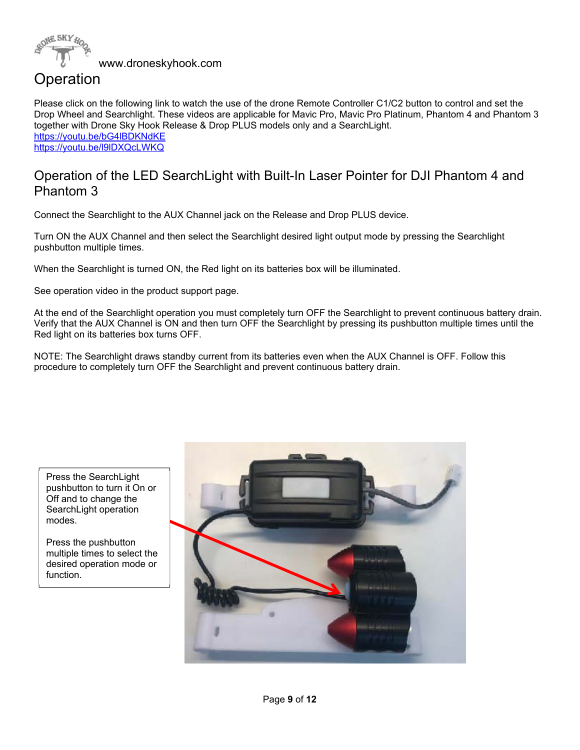www.droneskyhook.com

# Operation

Please click on the following link to watch the use of the drone Remote Controller C1/C2 button to control and set the Drop Wheel and Searchlight. These videos are applicable for Mavic Pro, Mavic Pro Platinum, Phantom 4 and Phantom 3 together with Drone Sky Hook Release & Drop PLUS models only and a SearchLight.
https://youtu.be/bG4lBDKNdKE
https://youtu.be/l9lDXQcLWKQ

## Operation of the LED SearchLight with Built-In Laser Pointer for DJI Phantom 4 and Phantom 3

Connect the Searchlight to the AUX Channel jack on the Release and Drop PLUS device.

Turn ON the AUX Channel and then select the Searchlight desired light output mode by pressing the Searchlight pushbutton multiple times.

When the Searchlight is turned ON, the Red light on its batteries box will be illuminated.

See operation video in the product support page.

At the end of the Searchlight operation you must completely turn OFF the Searchlight to prevent continuous battery drain. Verify that the AUX Channel is ON and then turn OFF the Searchlight by pressing its pushbutton multiple times until the Red light on its batteries box turns OFF.

NOTE: The Searchlight draws standby current from its batteries even when the AUX Channel is OFF. Follow this procedure to completely turn OFF the Searchlight and prevent continuous battery drain.

Press the SearchLight pushbutton to turn it On or Off and to change the SearchLight operation modes.

Press the pushbutton multiple times to select the desired operation mode or function.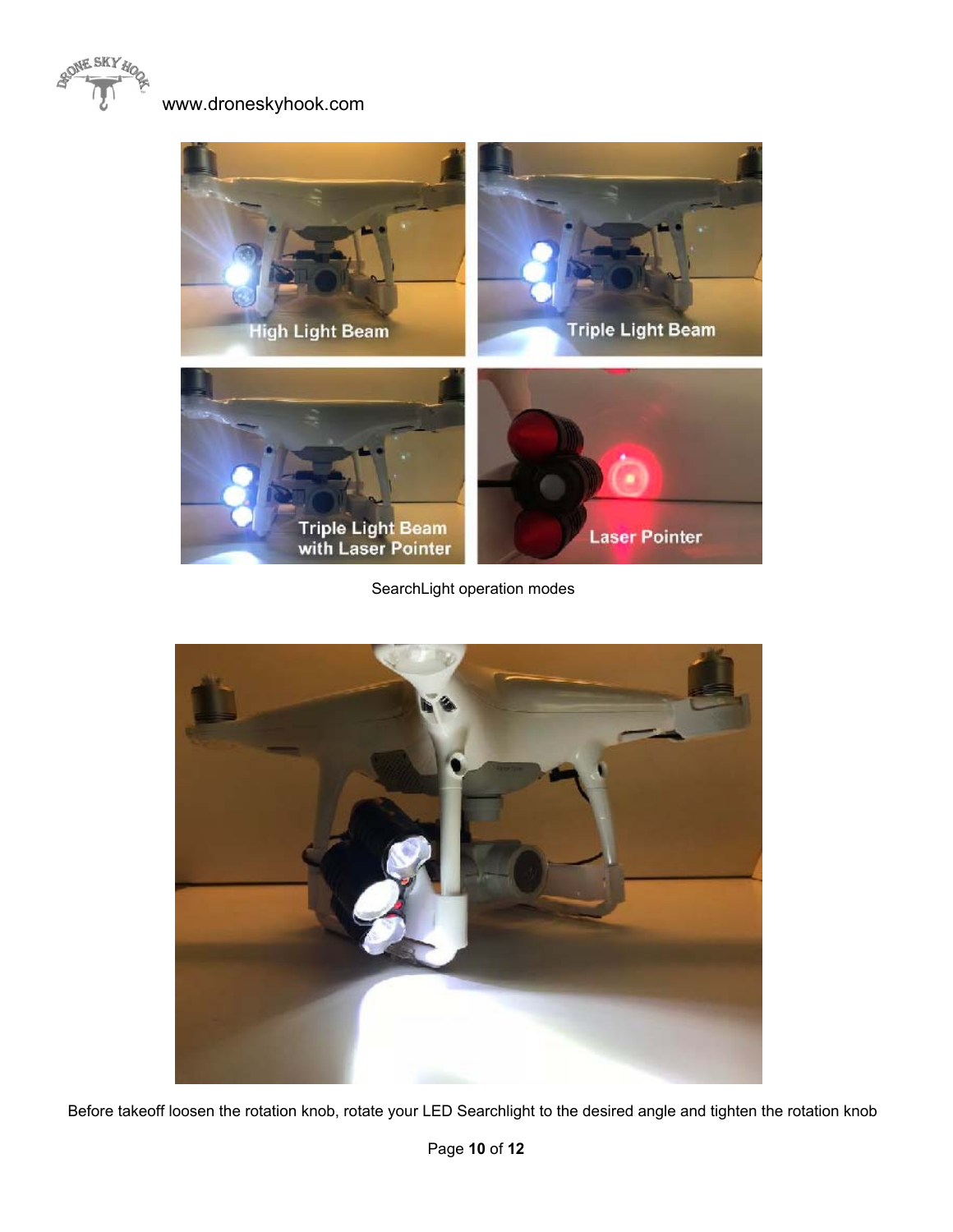SearchLight operation modes

Before takeoff loosen the rotation knob, rotate your LED Searchlight to the desired angle and tighten the rotation knob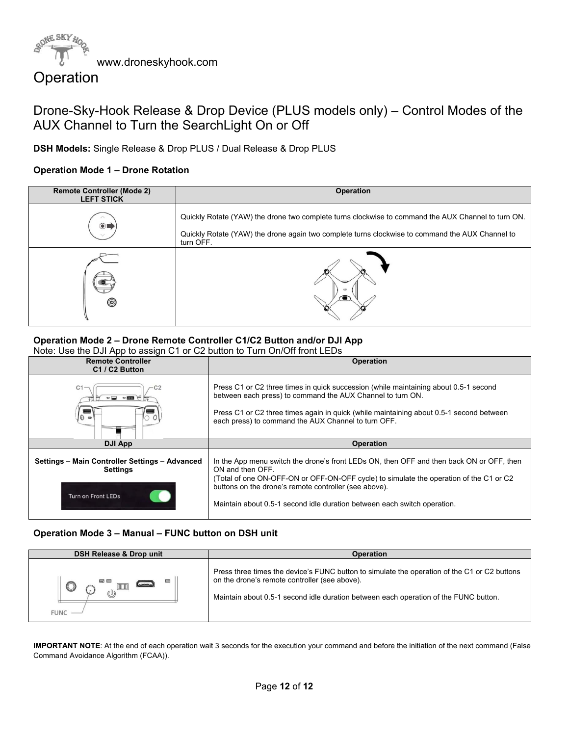www.droneskyhook.com

# Operation

## Drone-Sky-Hook Release & Drop Device (PLUS models only) – Control Modes of the AUX Channel to Turn the SearchLight On or Off

**DSH Models:** Single Release & Drop PLUS / Dual Release & Drop PLUS

### Operation Mode 1 – Drone Rotation

| Remote Controller (Mode 2) LEFT STICK | Operation |
|---|---|
| | Quickly Rotate (YAW) the drone two complete turns clockwise to command the AUX Channel to turn ON. Quickly Rotate (YAW) the drone again two complete turns clockwise to command the AUX Channel to turn OFF. |
| | |

### Operation Mode 2 – Drone Remote Controller C1/C2 Button and/or DJI App

Note: Use the DJI App to assign C1 or C2 button to Turn On/Off front LEDs

| Remote Controller C1 / C2 Button | Operation |
|---|---|
| C1 C2 | Press C1 or C2 three times in quick succession (while maintaining about 0.5-1 second between each press) to command the AUX Channel to turn ON. Press C1 or C2 three times again in quick (while maintaining about 0.5-1 second between each press) to command the AUX Channel to turn OFF. |
| **DJI App** | **Operation** |
| **Settings – Main Controller Settings – Advanced Settings** Turn on Front LEDs | In the App menu switch the drone's front LEDs ON, then OFF and then back ON or OFF, then ON and then OFF. (Total of one ON-OFF-ON or OFF-ON-OFF cycle) to simulate the operation of the C1 or C2 buttons on the drone's remote controller (see above). Maintain about 0.5-1 second idle duration between each switch operation. |

### Operation Mode 3 – Manual – FUNC button on DSH unit

| DSH Release & Drop unit | Operation |
|---|---|
| FUNC | Press three times the device's FUNC button to simulate the operation of the C1 or C2 buttons on the drone's remote controller (see above). Maintain about 0.5-1 second idle duration between each operation of the FUNC button. |

**IMPORTANT NOTE**: At the end of each operation wait 3 seconds for the execution your command and before the initiation of the next command (False Command Avoidance Algorithm (FCAA)).